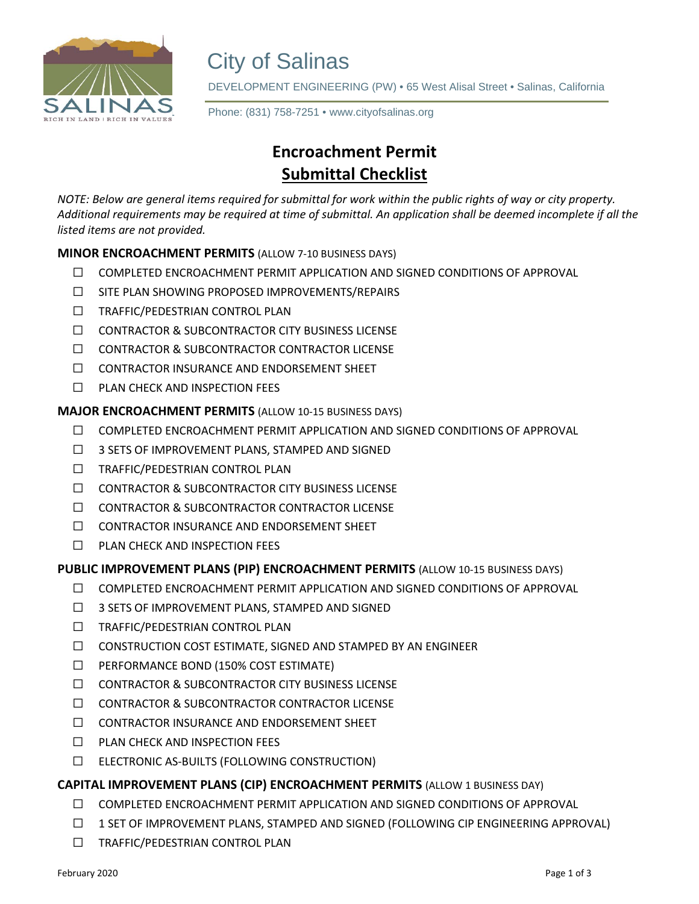# City of Salinas

DEVELOPMENT ENGINEERING (PW) • 65 West Alisal Street • Salinas, California

Phone: (831) 758-7251 • www.cityofsalinas.org

## Encroachment Permit
## Submittal Checklist

*NOTE: Below are general items required for submittal for work within the public rights of way or city property. Additional requirements may be required at time of submittal. An application shall be deemed incomplete if all the listed items are not provided.*

### **MINOR ENCROACHMENT PERMITS** (ALLOW 7-10 BUSINESS DAYS)

- ☐ COMPLETED ENCROACHMENT PERMIT APPLICATION AND SIGNED CONDITIONS OF APPROVAL
- ☐ SITE PLAN SHOWING PROPOSED IMPROVEMENTS/REPAIRS
- ☐ TRAFFIC/PEDESTRIAN CONTROL PLAN
- ☐ CONTRACTOR & SUBCONTRACTOR CITY BUSINESS LICENSE
- ☐ CONTRACTOR & SUBCONTRACTOR CONTRACTOR LICENSE
- ☐ CONTRACTOR INSURANCE AND ENDORSEMENT SHEET
- ☐ PLAN CHECK AND INSPECTION FEES

### **MAJOR ENCROACHMENT PERMITS** (ALLOW 10-15 BUSINESS DAYS)

- ☐ COMPLETED ENCROACHMENT PERMIT APPLICATION AND SIGNED CONDITIONS OF APPROVAL
- ☐ 3 SETS OF IMPROVEMENT PLANS, STAMPED AND SIGNED
- ☐ TRAFFIC/PEDESTRIAN CONTROL PLAN
- ☐ CONTRACTOR & SUBCONTRACTOR CITY BUSINESS LICENSE
- ☐ CONTRACTOR & SUBCONTRACTOR CONTRACTOR LICENSE
- ☐ CONTRACTOR INSURANCE AND ENDORSEMENT SHEET
- ☐ PLAN CHECK AND INSPECTION FEES

### **PUBLIC IMPROVEMENT PLANS (PIP) ENCROACHMENT PERMITS** (ALLOW 10-15 BUSINESS DAYS)

- ☐ COMPLETED ENCROACHMENT PERMIT APPLICATION AND SIGNED CONDITIONS OF APPROVAL
- ☐ 3 SETS OF IMPROVEMENT PLANS, STAMPED AND SIGNED
- ☐ TRAFFIC/PEDESTRIAN CONTROL PLAN
- ☐ CONSTRUCTION COST ESTIMATE, SIGNED AND STAMPED BY AN ENGINEER
- ☐ PERFORMANCE BOND (150% COST ESTIMATE)
- ☐ CONTRACTOR & SUBCONTRACTOR CITY BUSINESS LICENSE
- ☐ CONTRACTOR & SUBCONTRACTOR CONTRACTOR LICENSE
- ☐ CONTRACTOR INSURANCE AND ENDORSEMENT SHEET
- ☐ PLAN CHECK AND INSPECTION FEES
- ☐ ELECTRONIC AS-BUILTS (FOLLOWING CONSTRUCTION)

### **CAPITAL IMPROVEMENT PLANS (CIP) ENCROACHMENT PERMITS** (ALLOW 1 BUSINESS DAY)

- ☐ COMPLETED ENCROACHMENT PERMIT APPLICATION AND SIGNED CONDITIONS OF APPROVAL
- ☐ 1 SET OF IMPROVEMENT PLANS, STAMPED AND SIGNED (FOLLOWING CIP ENGINEERING APPROVAL)
- ☐ TRAFFIC/PEDESTRIAN CONTROL PLAN

February 2020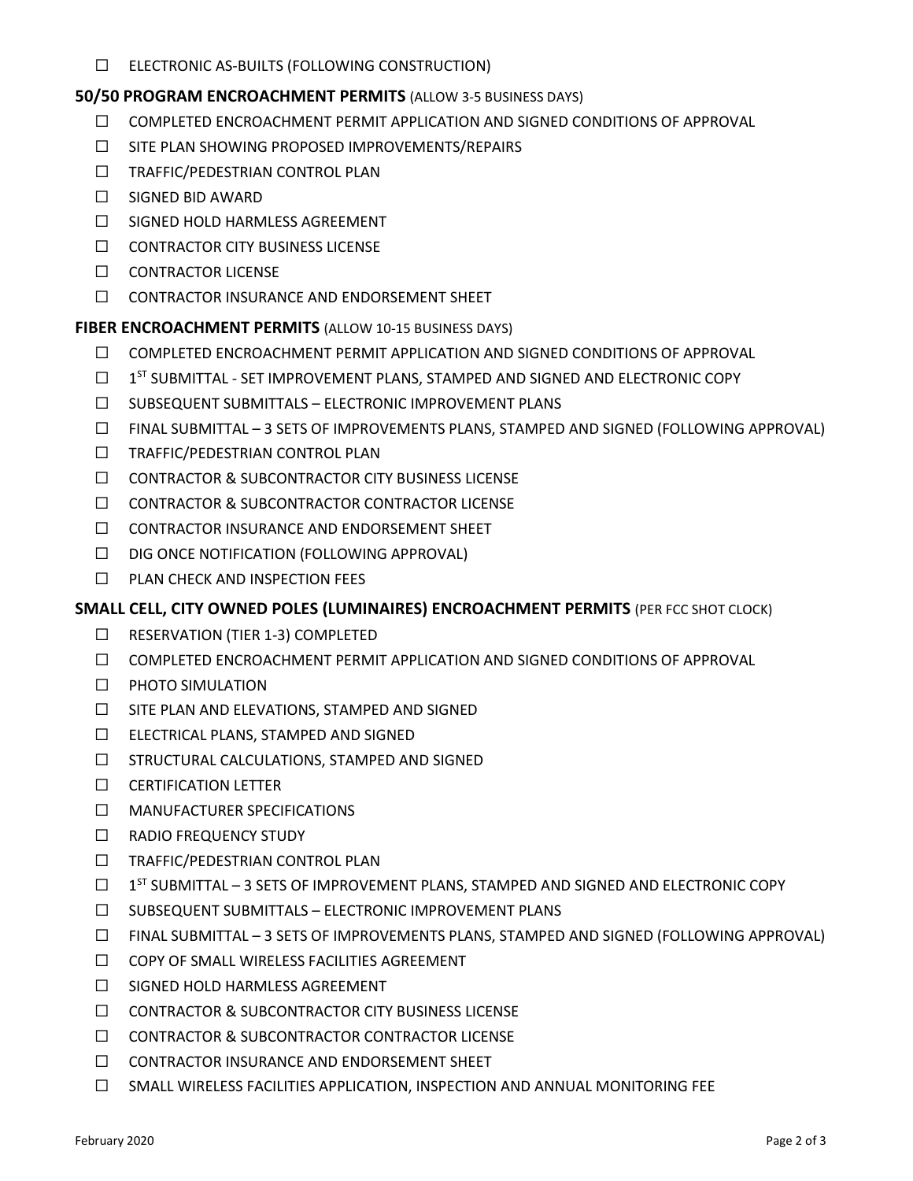- ☐ ELECTRONIC AS-BUILTS (FOLLOWING CONSTRUCTION)

**50/50 PROGRAM ENCROACHMENT PERMITS** (ALLOW 3-5 BUSINESS DAYS)

- ☐ COMPLETED ENCROACHMENT PERMIT APPLICATION AND SIGNED CONDITIONS OF APPROVAL
- ☐ SITE PLAN SHOWING PROPOSED IMPROVEMENTS/REPAIRS
- ☐ TRAFFIC/PEDESTRIAN CONTROL PLAN
- ☐ SIGNED BID AWARD
- ☐ SIGNED HOLD HARMLESS AGREEMENT
- ☐ CONTRACTOR CITY BUSINESS LICENSE
- ☐ CONTRACTOR LICENSE
- ☐ CONTRACTOR INSURANCE AND ENDORSEMENT SHEET

**FIBER ENCROACHMENT PERMITS** (ALLOW 10-15 BUSINESS DAYS)

- ☐ COMPLETED ENCROACHMENT PERMIT APPLICATION AND SIGNED CONDITIONS OF APPROVAL
- ☐ 1ST SUBMITTAL - SET IMPROVEMENT PLANS, STAMPED AND SIGNED AND ELECTRONIC COPY
- ☐ SUBSEQUENT SUBMITTALS – ELECTRONIC IMPROVEMENT PLANS
- ☐ FINAL SUBMITTAL – 3 SETS OF IMPROVEMENTS PLANS, STAMPED AND SIGNED (FOLLOWING APPROVAL)
- ☐ TRAFFIC/PEDESTRIAN CONTROL PLAN
- ☐ CONTRACTOR & SUBCONTRACTOR CITY BUSINESS LICENSE
- ☐ CONTRACTOR & SUBCONTRACTOR CONTRACTOR LICENSE
- ☐ CONTRACTOR INSURANCE AND ENDORSEMENT SHEET
- ☐ DIG ONCE NOTIFICATION (FOLLOWING APPROVAL)
- ☐ PLAN CHECK AND INSPECTION FEES

**SMALL CELL, CITY OWNED POLES (LUMINAIRES) ENCROACHMENT PERMITS** (PER FCC SHOT CLOCK)

- ☐ RESERVATION (TIER 1-3) COMPLETED
- ☐ COMPLETED ENCROACHMENT PERMIT APPLICATION AND SIGNED CONDITIONS OF APPROVAL
- ☐ PHOTO SIMULATION
- ☐ SITE PLAN AND ELEVATIONS, STAMPED AND SIGNED
- ☐ ELECTRICAL PLANS, STAMPED AND SIGNED
- ☐ STRUCTURAL CALCULATIONS, STAMPED AND SIGNED
- ☐ CERTIFICATION LETTER
- ☐ MANUFACTURER SPECIFICATIONS
- ☐ RADIO FREQUENCY STUDY
- ☐ TRAFFIC/PEDESTRIAN CONTROL PLAN
- ☐ 1ST SUBMITTAL – 3 SETS OF IMPROVEMENT PLANS, STAMPED AND SIGNED AND ELECTRONIC COPY
- ☐ SUBSEQUENT SUBMITTALS – ELECTRONIC IMPROVEMENT PLANS
- ☐ FINAL SUBMITTAL – 3 SETS OF IMPROVEMENTS PLANS, STAMPED AND SIGNED (FOLLOWING APPROVAL)
- ☐ COPY OF SMALL WIRELESS FACILITIES AGREEMENT
- ☐ SIGNED HOLD HARMLESS AGREEMENT
- ☐ CONTRACTOR & SUBCONTRACTOR CITY BUSINESS LICENSE
- ☐ CONTRACTOR & SUBCONTRACTOR CONTRACTOR LICENSE
- ☐ CONTRACTOR INSURANCE AND ENDORSEMENT SHEET
- ☐ SMALL WIRELESS FACILITIES APPLICATION, INSPECTION AND ANNUAL MONITORING FEE

February 2020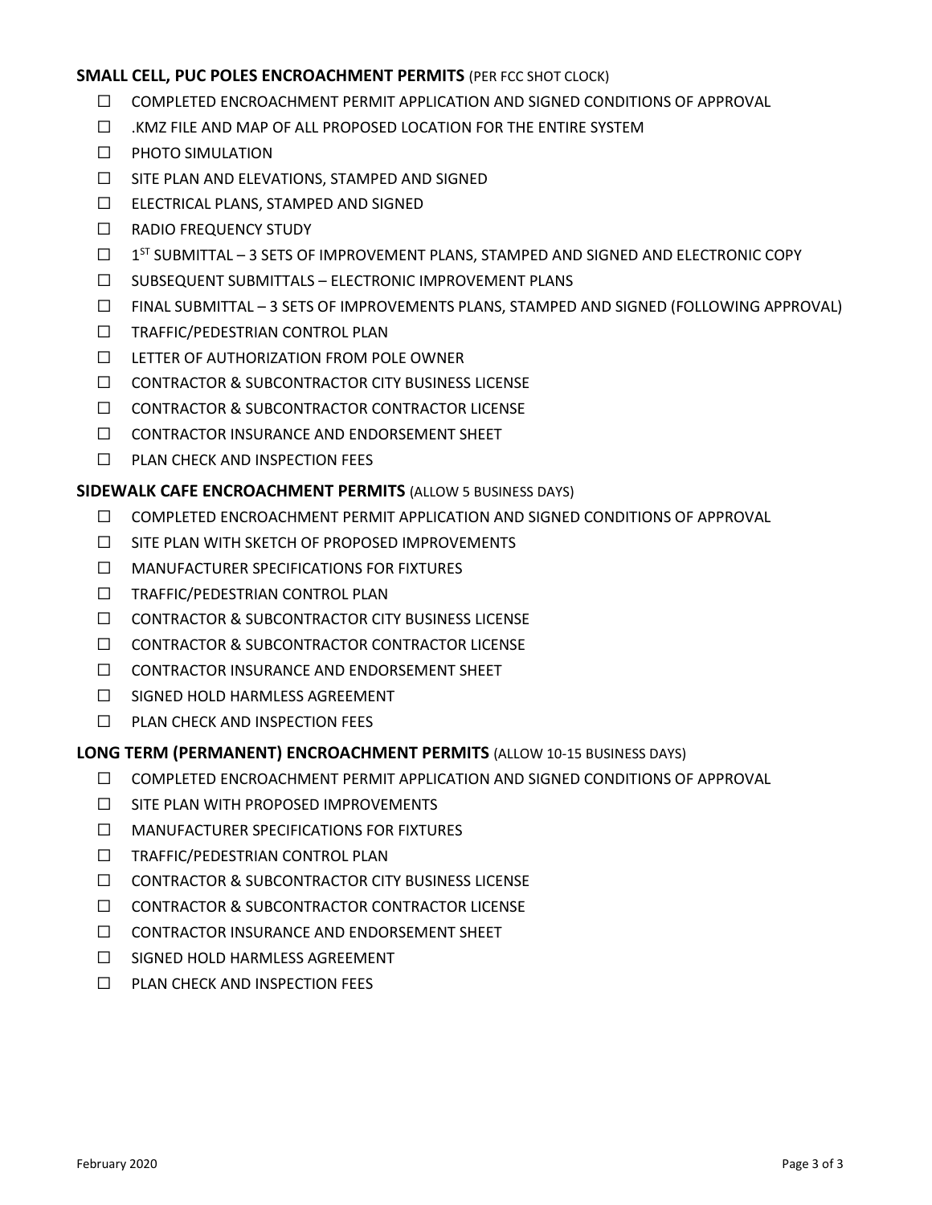**SMALL CELL, PUC POLES ENCROACHMENT PERMITS** (PER FCC SHOT CLOCK)

- ☐ COMPLETED ENCROACHMENT PERMIT APPLICATION AND SIGNED CONDITIONS OF APPROVAL
- ☐ .KMZ FILE AND MAP OF ALL PROPOSED LOCATION FOR THE ENTIRE SYSTEM
- ☐ PHOTO SIMULATION
- ☐ SITE PLAN AND ELEVATIONS, STAMPED AND SIGNED
- ☐ ELECTRICAL PLANS, STAMPED AND SIGNED
- ☐ RADIO FREQUENCY STUDY
- ☐ 1ST SUBMITTAL – 3 SETS OF IMPROVEMENT PLANS, STAMPED AND SIGNED AND ELECTRONIC COPY
- ☐ SUBSEQUENT SUBMITTALS – ELECTRONIC IMPROVEMENT PLANS
- ☐ FINAL SUBMITTAL – 3 SETS OF IMPROVEMENTS PLANS, STAMPED AND SIGNED (FOLLOWING APPROVAL)
- ☐ TRAFFIC/PEDESTRIAN CONTROL PLAN
- ☐ LETTER OF AUTHORIZATION FROM POLE OWNER
- ☐ CONTRACTOR & SUBCONTRACTOR CITY BUSINESS LICENSE
- ☐ CONTRACTOR & SUBCONTRACTOR CONTRACTOR LICENSE
- ☐ CONTRACTOR INSURANCE AND ENDORSEMENT SHEET
- ☐ PLAN CHECK AND INSPECTION FEES

**SIDEWALK CAFE ENCROACHMENT PERMITS** (ALLOW 5 BUSINESS DAYS)

- ☐ COMPLETED ENCROACHMENT PERMIT APPLICATION AND SIGNED CONDITIONS OF APPROVAL
- ☐ SITE PLAN WITH SKETCH OF PROPOSED IMPROVEMENTS
- ☐ MANUFACTURER SPECIFICATIONS FOR FIXTURES
- ☐ TRAFFIC/PEDESTRIAN CONTROL PLAN
- ☐ CONTRACTOR & SUBCONTRACTOR CITY BUSINESS LICENSE
- ☐ CONTRACTOR & SUBCONTRACTOR CONTRACTOR LICENSE
- ☐ CONTRACTOR INSURANCE AND ENDORSEMENT SHEET
- ☐ SIGNED HOLD HARMLESS AGREEMENT
- ☐ PLAN CHECK AND INSPECTION FEES

**LONG TERM (PERMANENT) ENCROACHMENT PERMITS** (ALLOW 10-15 BUSINESS DAYS)

- ☐ COMPLETED ENCROACHMENT PERMIT APPLICATION AND SIGNED CONDITIONS OF APPROVAL
- ☐ SITE PLAN WITH PROPOSED IMPROVEMENTS
- ☐ MANUFACTURER SPECIFICATIONS FOR FIXTURES
- ☐ TRAFFIC/PEDESTRIAN CONTROL PLAN
- ☐ CONTRACTOR & SUBCONTRACTOR CITY BUSINESS LICENSE
- ☐ CONTRACTOR & SUBCONTRACTOR CONTRACTOR LICENSE
- ☐ CONTRACTOR INSURANCE AND ENDORSEMENT SHEET
- ☐ SIGNED HOLD HARMLESS AGREEMENT
- ☐ PLAN CHECK AND INSPECTION FEES